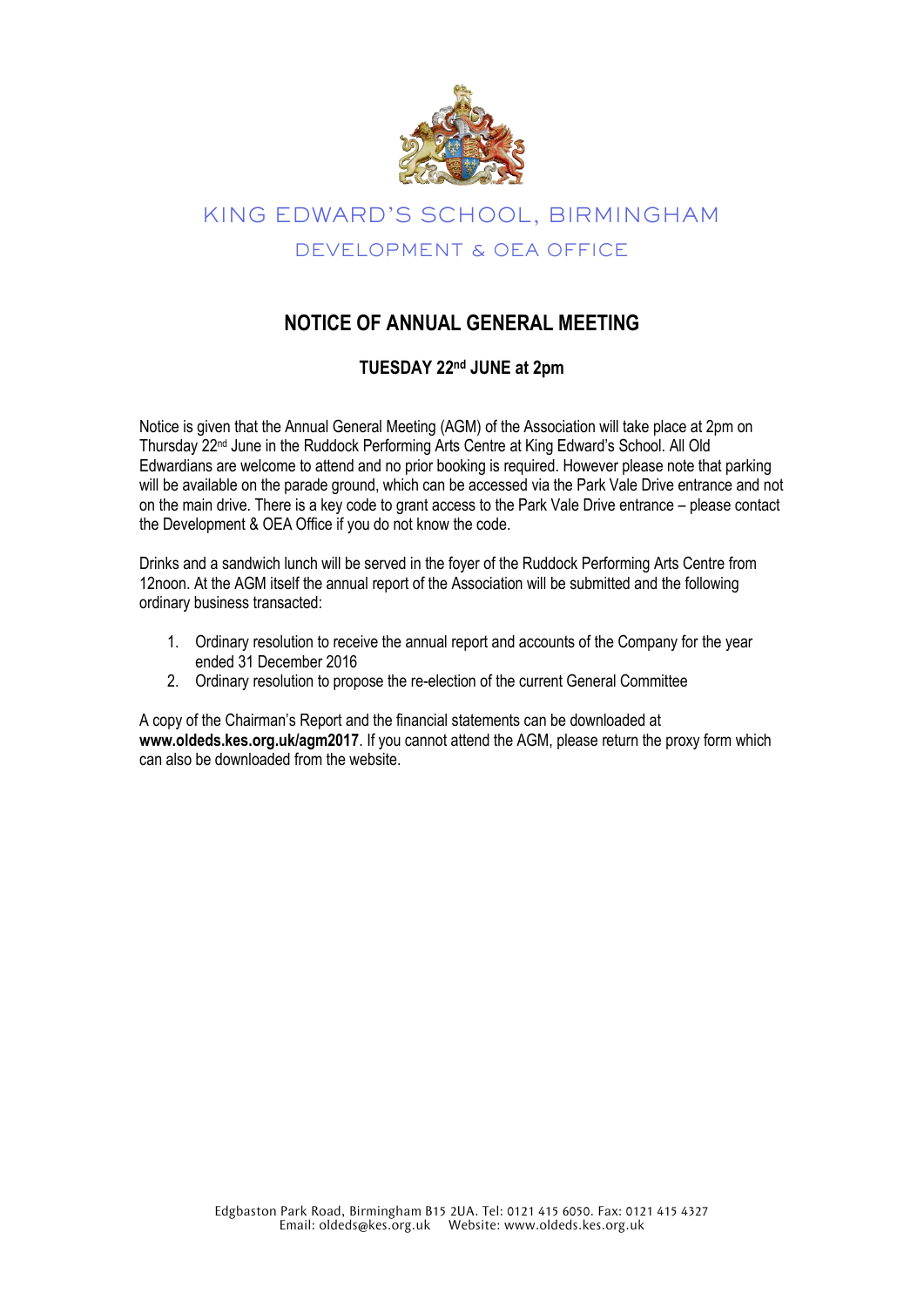# KING EDWARD'S SCHOOL, BIRMINGHAM

## DEVELOPMENT & OEA OFFICE

## NOTICE OF ANNUAL GENERAL MEETING

### TUESDAY 22nd JUNE at 2pm

Notice is given that the Annual General Meeting (AGM) of the Association will take place at 2pm on Thursday 22nd June in the Ruddock Performing Arts Centre at King Edward's School. All Old Edwardians are welcome to attend and no prior booking is required. However please note that parking will be available on the parade ground, which can be accessed via the Park Vale Drive entrance and not on the main drive. There is a key code to grant access to the Park Vale Drive entrance – please contact the Development & OEA Office if you do not know the code.

Drinks and a sandwich lunch will be served in the foyer of the Ruddock Performing Arts Centre from 12noon. At the AGM itself the annual report of the Association will be submitted and the following ordinary business transacted:

1. Ordinary resolution to receive the annual report and accounts of the Company for the year ended 31 December 2016
2. Ordinary resolution to propose the re-election of the current General Committee

A copy of the Chairman's Report and the financial statements can be downloaded at **www.oldeds.kes.org.uk/agm2017**. If you cannot attend the AGM, please return the proxy form which can also be downloaded from the website.

Edgbaston Park Road, Birmingham B15 2UA. Tel: 0121 415 6050. Fax: 0121 415 4327
Email: oldeds@kes.org.uk Website: www.oldeds.kes.org.uk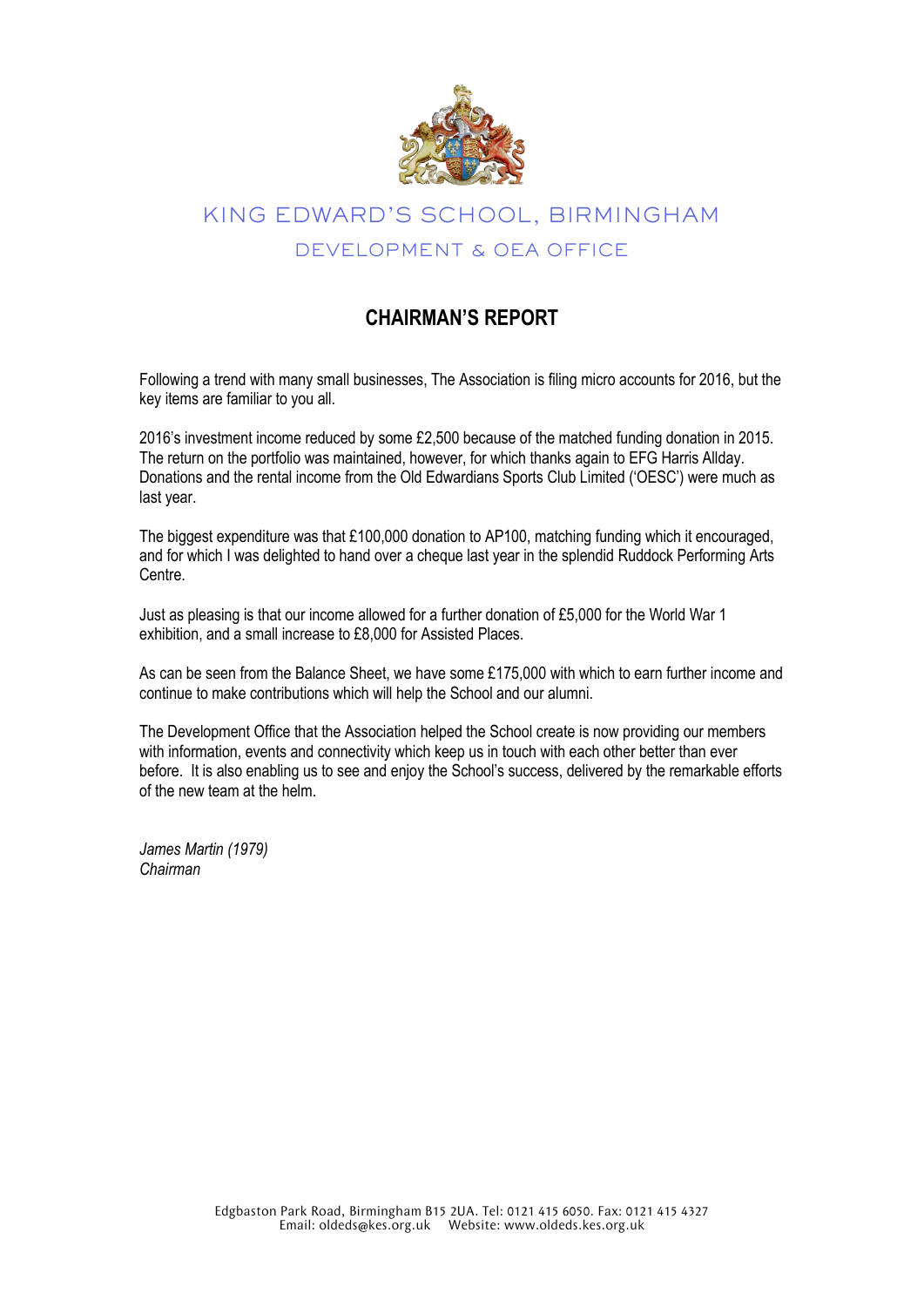KING EDWARD'S SCHOOL, BIRMINGHAM

DEVELOPMENT & OEA OFFICE

## CHAIRMAN'S REPORT

Following a trend with many small businesses, The Association is filing micro accounts for 2016, but the key items are familiar to you all.

2016's investment income reduced by some £2,500 because of the matched funding donation in 2015. The return on the portfolio was maintained, however, for which thanks again to EFG Harris Allday. Donations and the rental income from the Old Edwardians Sports Club Limited ('OESC') were much as last year.

The biggest expenditure was that £100,000 donation to AP100, matching funding which it encouraged, and for which I was delighted to hand over a cheque last year in the splendid Ruddock Performing Arts Centre.

Just as pleasing is that our income allowed for a further donation of £5,000 for the World War 1 exhibition, and a small increase to £8,000 for Assisted Places.

As can be seen from the Balance Sheet, we have some £175,000 with which to earn further income and continue to make contributions which will help the School and our alumni.

The Development Office that the Association helped the School create is now providing our members with information, events and connectivity which keep us in touch with each other better than ever before. It is also enabling us to see and enjoy the School's success, delivered by the remarkable efforts of the new team at the helm.

*James Martin (1979)*
*Chairman*

Edgbaston Park Road, Birmingham B15 2UA. Tel: 0121 415 6050. Fax: 0121 415 4327
Email: oldeds@kes.org.uk Website: www.oldeds.kes.org.uk